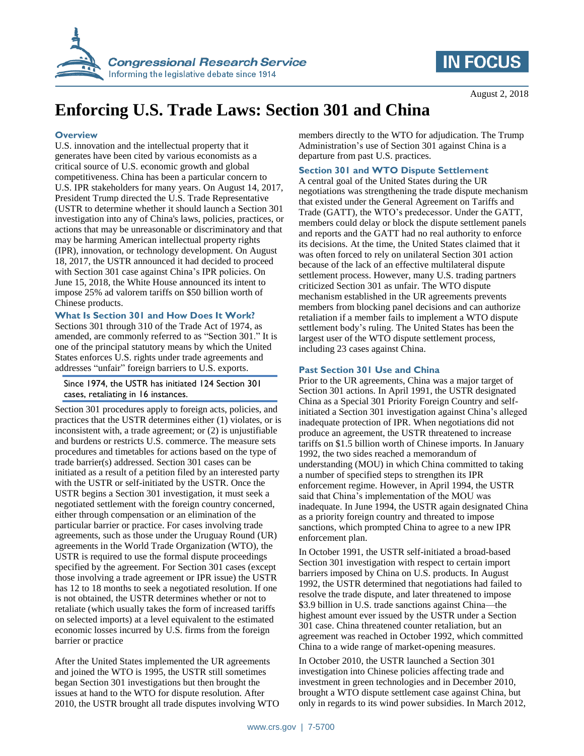August 2, 2018

# Enforcing U.S. Trade Laws: Section 301 and China

## Overview

U.S. innovation and the intellectual property that it generates have been cited by various economists as a critical source of U.S. economic growth and global competitiveness. China has been a particular concern to U.S. IPR stakeholders for many years. On August 14, 2017, President Trump directed the U.S. Trade Representative (USTR to determine whether it should launch a Section 301 investigation into any of China's laws, policies, practices, or actions that may be unreasonable or discriminatory and that may be harming American intellectual property rights (IPR), innovation, or technology development. On August 18, 2017, the USTR announced it had decided to proceed with Section 301 case against China's IPR policies. On June 15, 2018, the White House announced its intent to impose 25% ad valorem tariffs on $50 billion worth of Chinese products.

## What Is Section 301 and How Does It Work?

Sections 301 through 310 of the Trade Act of 1974, as amended, are commonly referred to as "Section 301." It is one of the principal statutory means by which the United States enforces U.S. rights under trade agreements and addresses "unfair" foreign barriers to U.S. exports.

> Since 1974, the USTR has initiated 124 Section 301 cases, retaliating in 16 instances.

Section 301 procedures apply to foreign acts, policies, and practices that the USTR determines either (1) violates, or is inconsistent with, a trade agreement; or (2) is unjustifiable and burdens or restricts U.S. commerce. The measure sets procedures and timetables for actions based on the type of trade barrier(s) addressed. Section 301 cases can be initiated as a result of a petition filed by an interested party with the USTR or self-initiated by the USTR. Once the USTR begins a Section 301 investigation, it must seek a negotiated settlement with the foreign country concerned, either through compensation or an elimination of the particular barrier or practice. For cases involving trade agreements, such as those under the Uruguay Round (UR) agreements in the World Trade Organization (WTO), the USTR is required to use the formal dispute proceedings specified by the agreement. For Section 301 cases (except those involving a trade agreement or IPR issue) the USTR has 12 to 18 months to seek a negotiated resolution. If one is not obtained, the USTR determines whether or not to retaliate (which usually takes the form of increased tariffs on selected imports) at a level equivalent to the estimated economic losses incurred by U.S. firms from the foreign barrier or practice

After the United States implemented the UR agreements and joined the WTO is 1995, the USTR still sometimes began Section 301 investigations but then brought the issues at hand to the WTO for dispute resolution. After 2010, the USTR brought all trade disputes involving WTO members directly to the WTO for adjudication. The Trump Administration's use of Section 301 against China is a departure from past U.S. practices.

## Section 301 and WTO Dispute Settlement

A central goal of the United States during the UR negotiations was strengthening the trade dispute mechanism that existed under the General Agreement on Tariffs and Trade (GATT), the WTO's predecessor. Under the GATT, members could delay or block the dispute settlement panels and reports and the GATT had no real authority to enforce its decisions. At the time, the United States claimed that it was often forced to rely on unilateral Section 301 action because of the lack of an effective multilateral dispute settlement process. However, many U.S. trading partners criticized Section 301 as unfair. The WTO dispute mechanism established in the UR agreements prevents members from blocking panel decisions and can authorize retaliation if a member fails to implement a WTO dispute settlement body's ruling. The United States has been the largest user of the WTO dispute settlement process, including 23 cases against China.

## Past Section 301 Use and China

Prior to the UR agreements, China was a major target of Section 301 actions. In April 1991, the USTR designated China as a Special 301 Priority Foreign Country and self-initiated a Section 301 investigation against China's alleged inadequate protection of IPR. When negotiations did not produce an agreement, the USTR threatened to increase tariffs on $1.5 billion worth of Chinese imports. In January 1992, the two sides reached a memorandum of understanding (MOU) in which China committed to taking a number of specified steps to strengthen its IPR enforcement regime. However, in April 1994, the USTR said that China's implementation of the MOU was inadequate. In June 1994, the USTR again designated China as a priority foreign country and threated to impose sanctions, which prompted China to agree to a new IPR enforcement plan.

In October 1991, the USTR self-initiated a broad-based Section 301 investigation with respect to certain import barriers imposed by China on U.S. products. In August 1992, the USTR determined that negotiations had failed to resolve the trade dispute, and later threatened to impose $3.9 billion in U.S. trade sanctions against China—the highest amount ever issued by the USTR under a Section 301 case. China threatened counter retaliation, but an agreement was reached in October 1992, which committed China to a wide range of market-opening measures.

In October 2010, the USTR launched a Section 301 investigation into Chinese policies affecting trade and investment in green technologies and in December 2010, brought a WTO dispute settlement case against China, but only in regards to its wind power subsidies. In March 2012,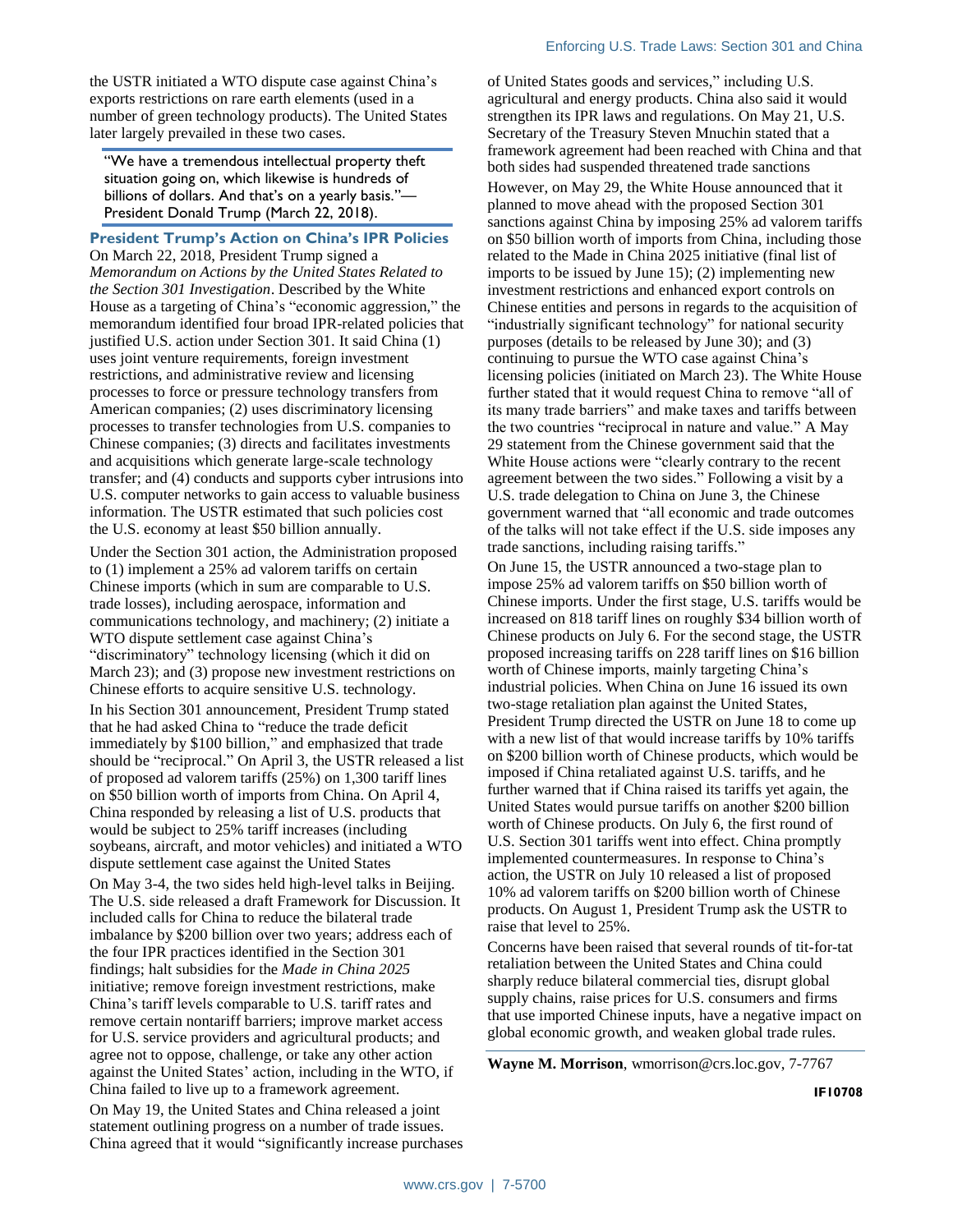the USTR initiated a WTO dispute case against China's exports restrictions on rare earth elements (used in a number of green technology products). The United States later largely prevailed in these two cases.

> "We have a tremendous intellectual property theft situation going on, which likewise is hundreds of billions of dollars. And that's on a yearly basis."—President Donald Trump (March 22, 2018).

### President Trump's Action on China's IPR Policies

On March 22, 2018, President Trump signed a *Memorandum on Actions by the United States Related to the Section 301 Investigation*. Described by the White House as a targeting of China's "economic aggression," the memorandum identified four broad IPR-related policies that justified U.S. action under Section 301. It said China (1) uses joint venture requirements, foreign investment restrictions, and administrative review and licensing processes to force or pressure technology transfers from American companies; (2) uses discriminatory licensing processes to transfer technologies from U.S. companies to Chinese companies; (3) directs and facilitates investments and acquisitions which generate large-scale technology transfer; and (4) conducts and supports cyber intrusions into U.S. computer networks to gain access to valuable business information. The USTR estimated that such policies cost the U.S. economy at least $50 billion annually.

Under the Section 301 action, the Administration proposed to (1) implement a 25% ad valorem tariffs on certain Chinese imports (which in sum are comparable to U.S. trade losses), including aerospace, information and communications technology, and machinery; (2) initiate a WTO dispute settlement case against China's "discriminatory" technology licensing (which it did on March 23); and (3) propose new investment restrictions on Chinese efforts to acquire sensitive U.S. technology.

In his Section 301 announcement, President Trump stated that he had asked China to "reduce the trade deficit immediately by $100 billion," and emphasized that trade should be "reciprocal." On April 3, the USTR released a list of proposed ad valorem tariffs (25%) on 1,300 tariff lines on $50 billion worth of imports from China. On April 4, China responded by releasing a list of U.S. products that would be subject to 25% tariff increases (including soybeans, aircraft, and motor vehicles) and initiated a WTO dispute settlement case against the United States

On May 3-4, the two sides held high-level talks in Beijing. The U.S. side released a draft Framework for Discussion. It included calls for China to reduce the bilateral trade imbalance by $200 billion over two years; address each of the four IPR practices identified in the Section 301 findings; halt subsidies for the *Made in China 2025* initiative; remove foreign investment restrictions, make China's tariff levels comparable to U.S. tariff rates and remove certain nontariff barriers; improve market access for U.S. service providers and agricultural products; and agree not to oppose, challenge, or take any other action against the United States' action, including in the WTO, if China failed to live up to a framework agreement.

On May 19, the United States and China released a joint statement outlining progress on a number of trade issues. China agreed that it would "significantly increase purchases of United States goods and services," including U.S. agricultural and energy products. China also said it would strengthen its IPR laws and regulations. On May 21, U.S. Secretary of the Treasury Steven Mnuchin stated that a framework agreement had been reached with China and that both sides had suspended threatened trade sanctions

However, on May 29, the White House announced that it planned to move ahead with the proposed Section 301 sanctions against China by imposing 25% ad valorem tariffs on $50 billion worth of imports from China, including those related to the Made in China 2025 initiative (final list of imports to be issued by June 15); (2) implementing new investment restrictions and enhanced export controls on Chinese entities and persons in regards to the acquisition of "industrially significant technology" for national security purposes (details to be released by June 30); and (3) continuing to pursue the WTO case against China's licensing policies (initiated on March 23). The White House further stated that it would request China to remove "all of its many trade barriers" and make taxes and tariffs between the two countries "reciprocal in nature and value." A May 29 statement from the Chinese government said that the White House actions were "clearly contrary to the recent agreement between the two sides." Following a visit by a U.S. trade delegation to China on June 3, the Chinese government warned that "all economic and trade outcomes of the talks will not take effect if the U.S. side imposes any trade sanctions, including raising tariffs."

On June 15, the USTR announced a two-stage plan to impose 25% ad valorem tariffs on $50 billion worth of Chinese imports. Under the first stage, U.S. tariffs would be increased on 818 tariff lines on roughly $34 billion worth of Chinese products on July 6. For the second stage, the USTR proposed increasing tariffs on 228 tariff lines on $16 billion worth of Chinese imports, mainly targeting China's industrial policies. When China on June 16 issued its own two-stage retaliation plan against the United States, President Trump directed the USTR on June 18 to come up with a new list of that would increase tariffs by 10% tariffs on $200 billion worth of Chinese products, which would be imposed if China retaliated against U.S. tariffs, and he further warned that if China raised its tariffs yet again, the United States would pursue tariffs on another $200 billion worth of Chinese products. On July 6, the first round of U.S. Section 301 tariffs went into effect. China promptly implemented countermeasures. In response to China's action, the USTR on July 10 released a list of proposed 10% ad valorem tariffs on $200 billion worth of Chinese products. On August 1, President Trump ask the USTR to raise that level to 25%.

Concerns have been raised that several rounds of tit-for-tat retaliation between the United States and China could sharply reduce bilateral commercial ties, disrupt global supply chains, raise prices for U.S. consumers and firms that use imported Chinese inputs, have a negative impact on global economic growth, and weaken global trade rules.

---

**Wayne M. Morrison**, wmorrison@crs.loc.gov, 7-7767

**IF10708**